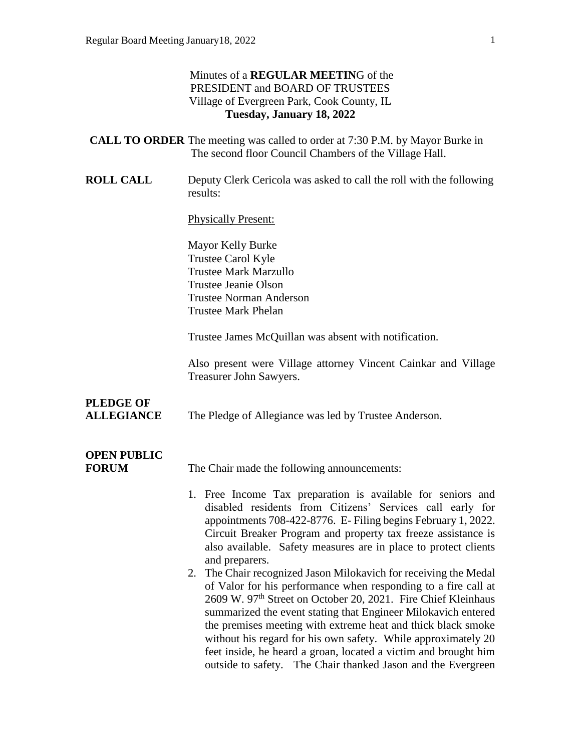Minutes of a **REGULAR MEETIN**G of the
PRESIDENT and BOARD OF TRUSTEES
Village of Evergreen Park, Cook County, IL
**Tuesday, January 18, 2022**

**CALL TO ORDER** The meeting was called to order at 7:30 P.M. by Mayor Burke in The second floor Council Chambers of the Village Hall.

**ROLL CALL** Deputy Clerk Cericola was asked to call the roll with the following results:

Physically Present:

Mayor Kelly Burke
Trustee Carol Kyle
Trustee Mark Marzullo
Trustee Jeanie Olson
Trustee Norman Anderson
Trustee Mark Phelan

Trustee James McQuillan was absent with notification.

Also present were Village attorney Vincent Cainkar and Village Treasurer John Sawyers.

**PLEDGE OF ALLEGIANCE** The Pledge of Allegiance was led by Trustee Anderson.

**OPEN PUBLIC FORUM** The Chair made the following announcements:

1. Free Income Tax preparation is available for seniors and disabled residents from Citizens' Services call early for appointments 708-422-8776. E- Filing begins February 1, 2022. Circuit Breaker Program and property tax freeze assistance is also available. Safety measures are in place to protect clients and preparers.
2. The Chair recognized Jason Milokavich for receiving the Medal of Valor for his performance when responding to a fire call at 2609 W. 97th Street on October 20, 2021. Fire Chief Kleinhaus summarized the event stating that Engineer Milokavich entered the premises meeting with extreme heat and thick black smoke without his regard for his own safety. While approximately 20 feet inside, he heard a groan, located a victim and brought him outside to safety. The Chair thanked Jason and the Evergreen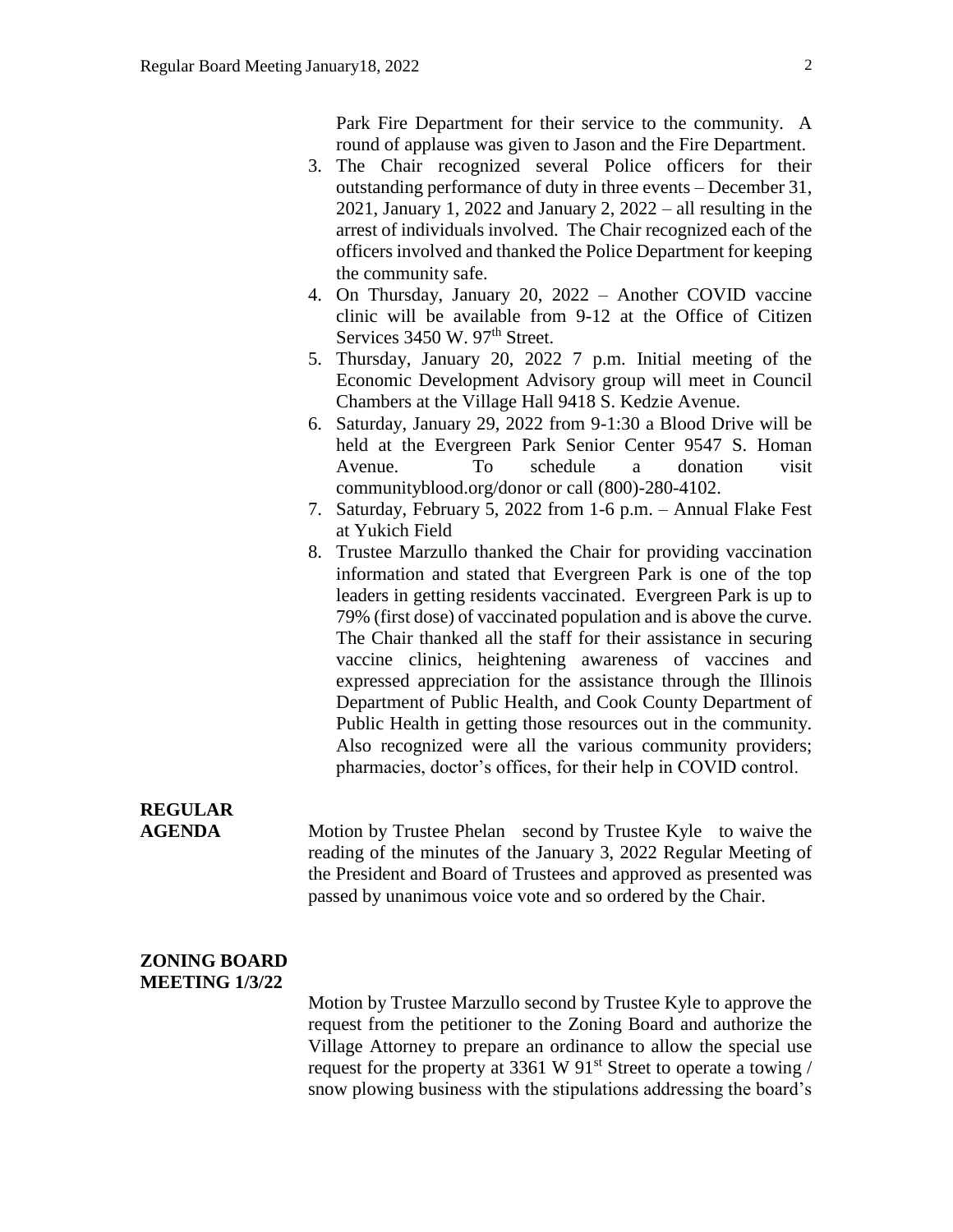Park Fire Department for their service to the community. A round of applause was given to Jason and the Fire Department.

3. The Chair recognized several Police officers for their outstanding performance of duty in three events – December 31, 2021, January 1, 2022 and January 2, 2022 – all resulting in the arrest of individuals involved. The Chair recognized each of the officers involved and thanked the Police Department for keeping the community safe.
4. On Thursday, January 20, 2022 – Another COVID vaccine clinic will be available from 9-12 at the Office of Citizen Services 3450 W. 97th Street.
5. Thursday, January 20, 2022 7 p.m. Initial meeting of the Economic Development Advisory group will meet in Council Chambers at the Village Hall 9418 S. Kedzie Avenue.
6. Saturday, January 29, 2022 from 9-1:30 a Blood Drive will be held at the Evergreen Park Senior Center 9547 S. Homan Avenue. To schedule a donation visit communityblood.org/donor or call (800)-280-4102.
7. Saturday, February 5, 2022 from 1-6 p.m. – Annual Flake Fest at Yukich Field
8. Trustee Marzullo thanked the Chair for providing vaccination information and stated that Evergreen Park is one of the top leaders in getting residents vaccinated. Evergreen Park is up to 79% (first dose) of vaccinated population and is above the curve. The Chair thanked all the staff for their assistance in securing vaccine clinics, heightening awareness of vaccines and expressed appreciation for the assistance through the Illinois Department of Public Health, and Cook County Department of Public Health in getting those resources out in the community. Also recognized were all the various community providers; pharmacies, doctor's offices, for their help in COVID control.

**REGULAR AGENDA**

Motion by Trustee Phelan second by Trustee Kyle to waive the reading of the minutes of the January 3, 2022 Regular Meeting of the President and Board of Trustees and approved as presented was passed by unanimous voice vote and so ordered by the Chair.

**ZONING BOARD MEETING 1/3/22**

Motion by Trustee Marzullo second by Trustee Kyle to approve the request from the petitioner to the Zoning Board and authorize the Village Attorney to prepare an ordinance to allow the special use request for the property at 3361 W 91st Street to operate a towing / snow plowing business with the stipulations addressing the board's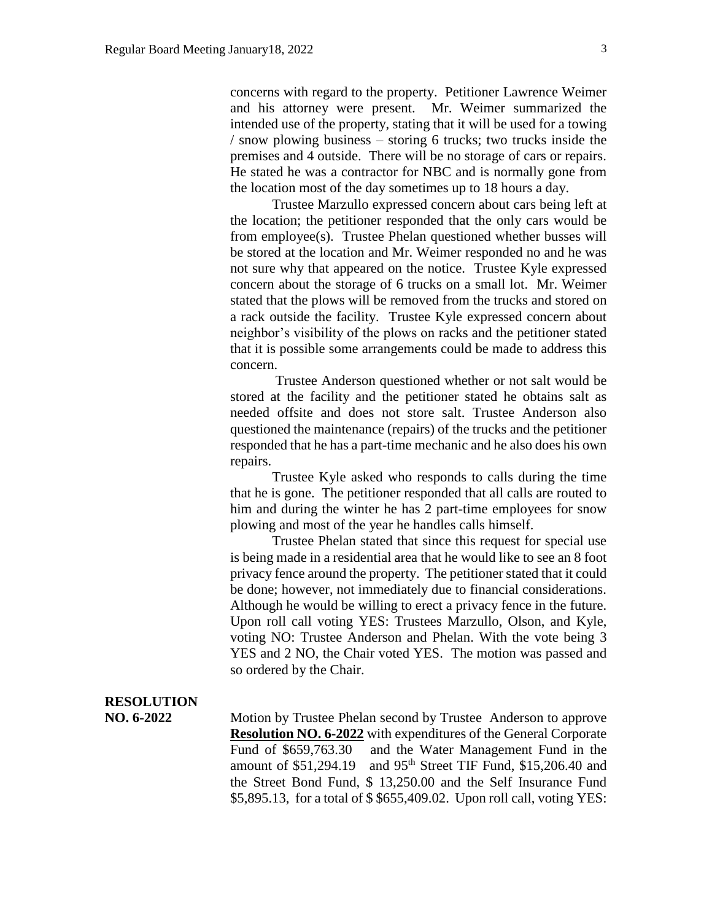concerns with regard to the property. Petitioner Lawrence Weimer and his attorney were present. Mr. Weimer summarized the intended use of the property, stating that it will be used for a towing / snow plowing business – storing 6 trucks; two trucks inside the premises and 4 outside. There will be no storage of cars or repairs. He stated he was a contractor for NBC and is normally gone from the location most of the day sometimes up to 18 hours a day.

Trustee Marzullo expressed concern about cars being left at the location; the petitioner responded that the only cars would be from employee(s). Trustee Phelan questioned whether busses will be stored at the location and Mr. Weimer responded no and he was not sure why that appeared on the notice. Trustee Kyle expressed concern about the storage of 6 trucks on a small lot. Mr. Weimer stated that the plows will be removed from the trucks and stored on a rack outside the facility. Trustee Kyle expressed concern about neighbor's visibility of the plows on racks and the petitioner stated that it is possible some arrangements could be made to address this concern.

Trustee Anderson questioned whether or not salt would be stored at the facility and the petitioner stated he obtains salt as needed offsite and does not store salt. Trustee Anderson also questioned the maintenance (repairs) of the trucks and the petitioner responded that he has a part-time mechanic and he also does his own repairs.

Trustee Kyle asked who responds to calls during the time that he is gone. The petitioner responded that all calls are routed to him and during the winter he has 2 part-time employees for snow plowing and most of the year he handles calls himself.

Trustee Phelan stated that since this request for special use is being made in a residential area that he would like to see an 8 foot privacy fence around the property. The petitioner stated that it could be done; however, not immediately due to financial considerations. Although he would be willing to erect a privacy fence in the future. Upon roll call voting YES: Trustees Marzullo, Olson, and Kyle, voting NO: Trustee Anderson and Phelan. With the vote being 3 YES and 2 NO, the Chair voted YES. The motion was passed and so ordered by the Chair.

**RESOLUTION NO. 6-2022**

Motion by Trustee Phelan second by Trustee Anderson to approve **Resolution NO. 6-2022** with expenditures of the General Corporate Fund of $659,763.30 and the Water Management Fund in the amount of $51,294.19 and 95th Street TIF Fund, $15,206.40 and the Street Bond Fund, $ 13,250.00 and the Self Insurance Fund $5,895.13, for a total of $ $655,409.02. Upon roll call, voting YES: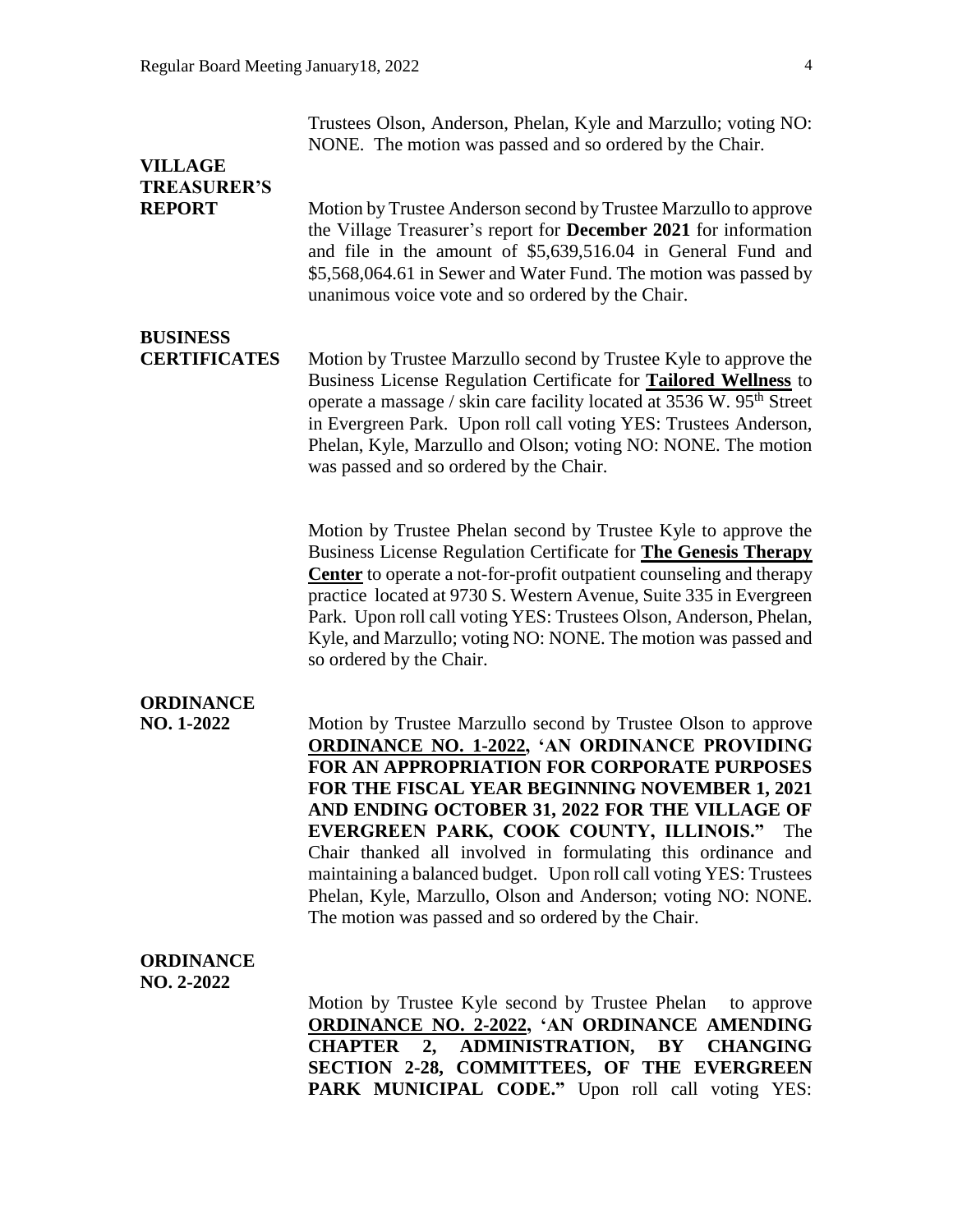Trustees Olson, Anderson, Phelan, Kyle and Marzullo; voting NO: NONE. The motion was passed and so ordered by the Chair.

**VILLAGE TREASURER'S REPORT**

Motion by Trustee Anderson second by Trustee Marzullo to approve the Village Treasurer's report for **December 2021** for information and file in the amount of $5,639,516.04 in General Fund and $5,568,064.61 in Sewer and Water Fund. The motion was passed by unanimous voice vote and so ordered by the Chair.

**BUSINESS CERTIFICATES**

Motion by Trustee Marzullo second by Trustee Kyle to approve the Business License Regulation Certificate for **<u>Tailored Wellness</u>** to operate a massage / skin care facility located at 3536 W. 95th Street in Evergreen Park. Upon roll call voting YES: Trustees Anderson, Phelan, Kyle, Marzullo and Olson; voting NO: NONE. The motion was passed and so ordered by the Chair.

Motion by Trustee Phelan second by Trustee Kyle to approve the Business License Regulation Certificate for **<u>The Genesis Therapy Center</u>** to operate a not-for-profit outpatient counseling and therapy practice located at 9730 S. Western Avenue, Suite 335 in Evergreen Park. Upon roll call voting YES: Trustees Olson, Anderson, Phelan, Kyle, and Marzullo; voting NO: NONE. The motion was passed and so ordered by the Chair.

**ORDINANCE NO. 1-2022**

Motion by Trustee Marzullo second by Trustee Olson to approve **<u>ORDINANCE NO. 1-2022</u>, 'AN ORDINANCE PROVIDING FOR AN APPROPRIATION FOR CORPORATE PURPOSES FOR THE FISCAL YEAR BEGINNING NOVEMBER 1, 2021 AND ENDING OCTOBER 31, 2022 FOR THE VILLAGE OF EVERGREEN PARK, COOK COUNTY, ILLINOIS."** The Chair thanked all involved in formulating this ordinance and maintaining a balanced budget. Upon roll call voting YES: Trustees Phelan, Kyle, Marzullo, Olson and Anderson; voting NO: NONE. The motion was passed and so ordered by the Chair.

**ORDINANCE NO. 2-2022**

Motion by Trustee Kyle second by Trustee Phelan to approve **<u>ORDINANCE NO. 2-2022</u>, 'AN ORDINANCE AMENDING CHAPTER 2, ADMINISTRATION, BY CHANGING SECTION 2-28, COMMITTEES, OF THE EVERGREEN PARK MUNICIPAL CODE."** Upon roll call voting YES: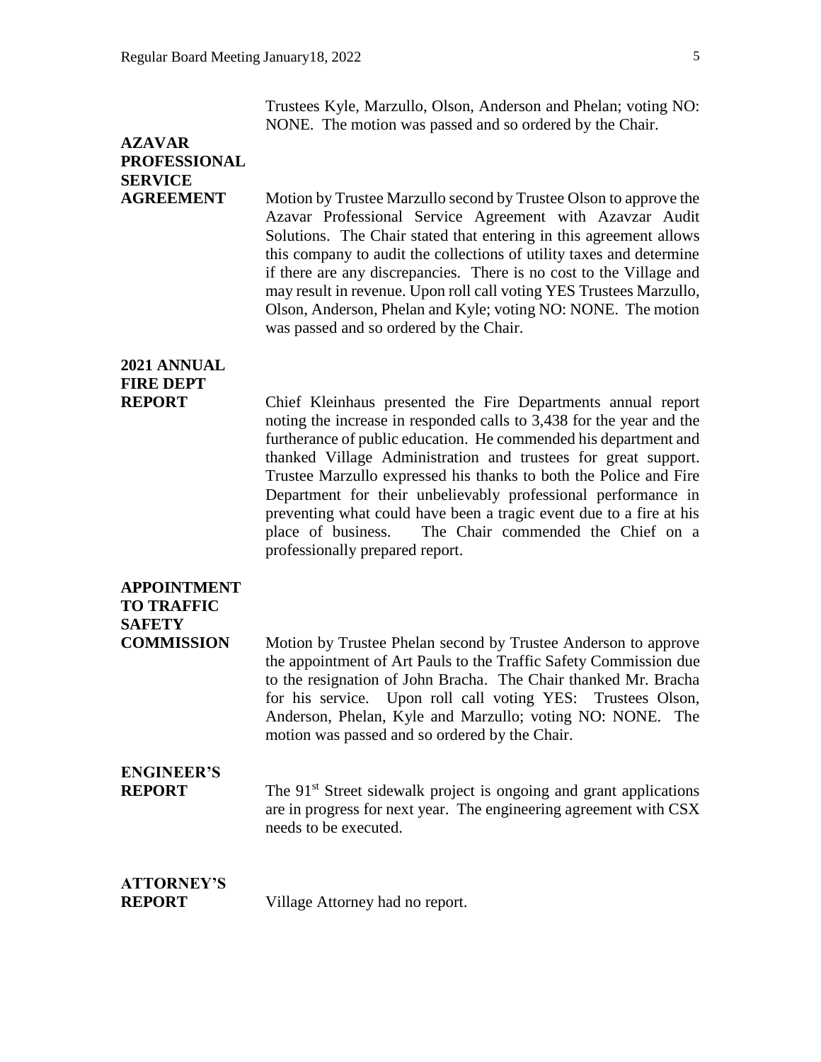Trustees Kyle, Marzullo, Olson, Anderson and Phelan; voting NO: NONE. The motion was passed and so ordered by the Chair.

**AZAVAR PROFESSIONAL SERVICE AGREEMENT**

Motion by Trustee Marzullo second by Trustee Olson to approve the Azavar Professional Service Agreement with Azavzar Audit Solutions. The Chair stated that entering in this agreement allows this company to audit the collections of utility taxes and determine if there are any discrepancies. There is no cost to the Village and may result in revenue. Upon roll call voting YES Trustees Marzullo, Olson, Anderson, Phelan and Kyle; voting NO: NONE. The motion was passed and so ordered by the Chair.

**2021 ANNUAL FIRE DEPT REPORT**

Chief Kleinhaus presented the Fire Departments annual report noting the increase in responded calls to 3,438 for the year and the furtherance of public education. He commended his department and thanked Village Administration and trustees for great support. Trustee Marzullo expressed his thanks to both the Police and Fire Department for their unbelievably professional performance in preventing what could have been a tragic event due to a fire at his place of business. The Chair commended the Chief on a professionally prepared report.

**APPOINTMENT TO TRAFFIC SAFETY COMMISSION**

Motion by Trustee Phelan second by Trustee Anderson to approve the appointment of Art Pauls to the Traffic Safety Commission due to the resignation of John Bracha. The Chair thanked Mr. Bracha for his service. Upon roll call voting YES: Trustees Olson, Anderson, Phelan, Kyle and Marzullo; voting NO: NONE. The motion was passed and so ordered by the Chair.

**ENGINEER'S REPORT**

The 91st Street sidewalk project is ongoing and grant applications are in progress for next year. The engineering agreement with CSX needs to be executed.

**ATTORNEY'S REPORT**

Village Attorney had no report.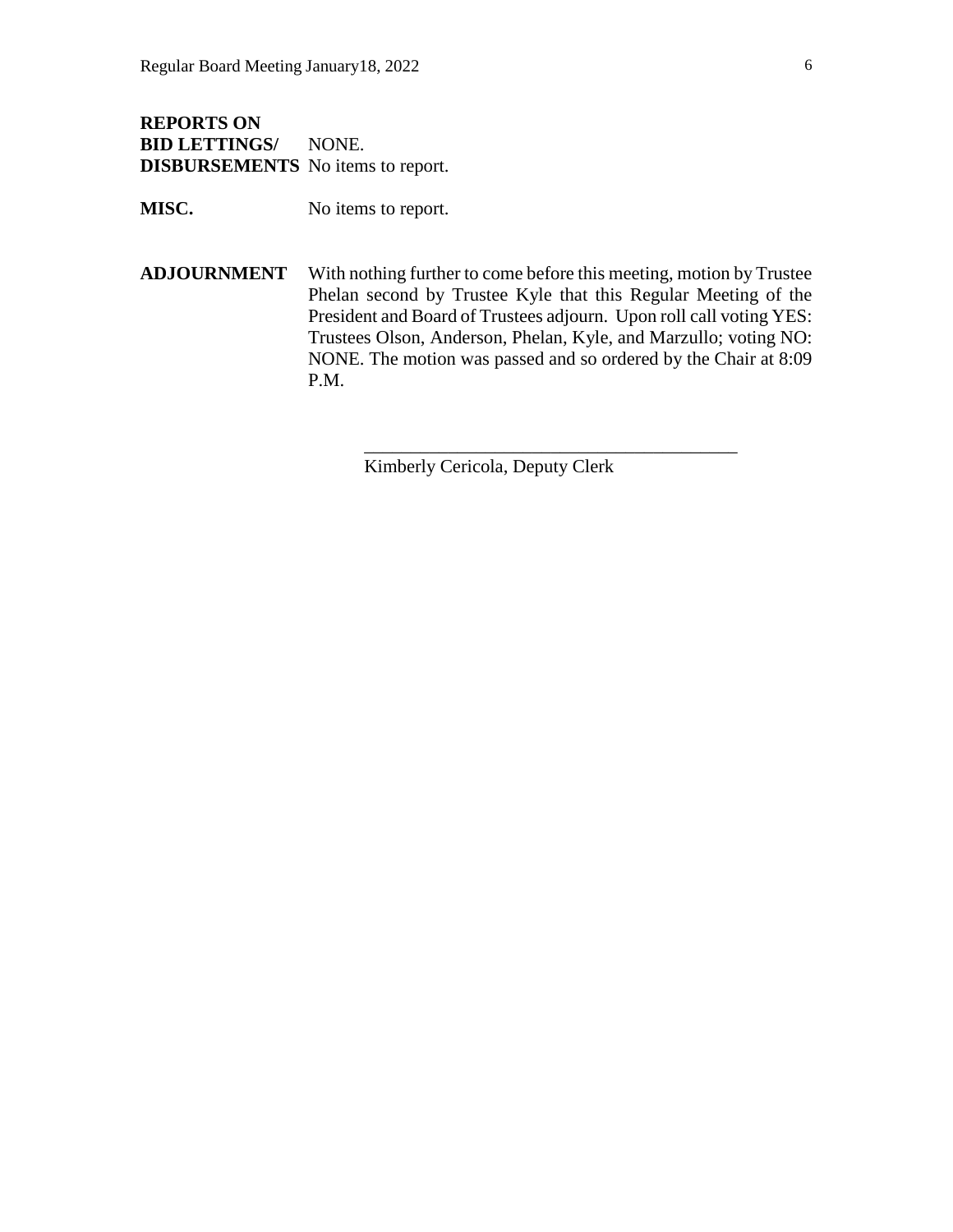**REPORTS ON BID LETTINGS/** NONE.

**DISBURSEMENTS** No items to report.

**MISC.** No items to report.

**ADJOURNMENT** With nothing further to come before this meeting, motion by Trustee Phelan second by Trustee Kyle that this Regular Meeting of the President and Board of Trustees adjourn. Upon roll call voting YES: Trustees Olson, Anderson, Phelan, Kyle, and Marzullo; voting NO: NONE. The motion was passed and so ordered by the Chair at 8:09 P.M.

\_\_\_\_\_\_\_\_\_\_\_\_\_\_\_\_\_\_\_\_\_\_\_\_\_\_\_\_\_\_\_\_\_\_\_\_\_\_\_\_

Kimberly Cericola, Deputy Clerk